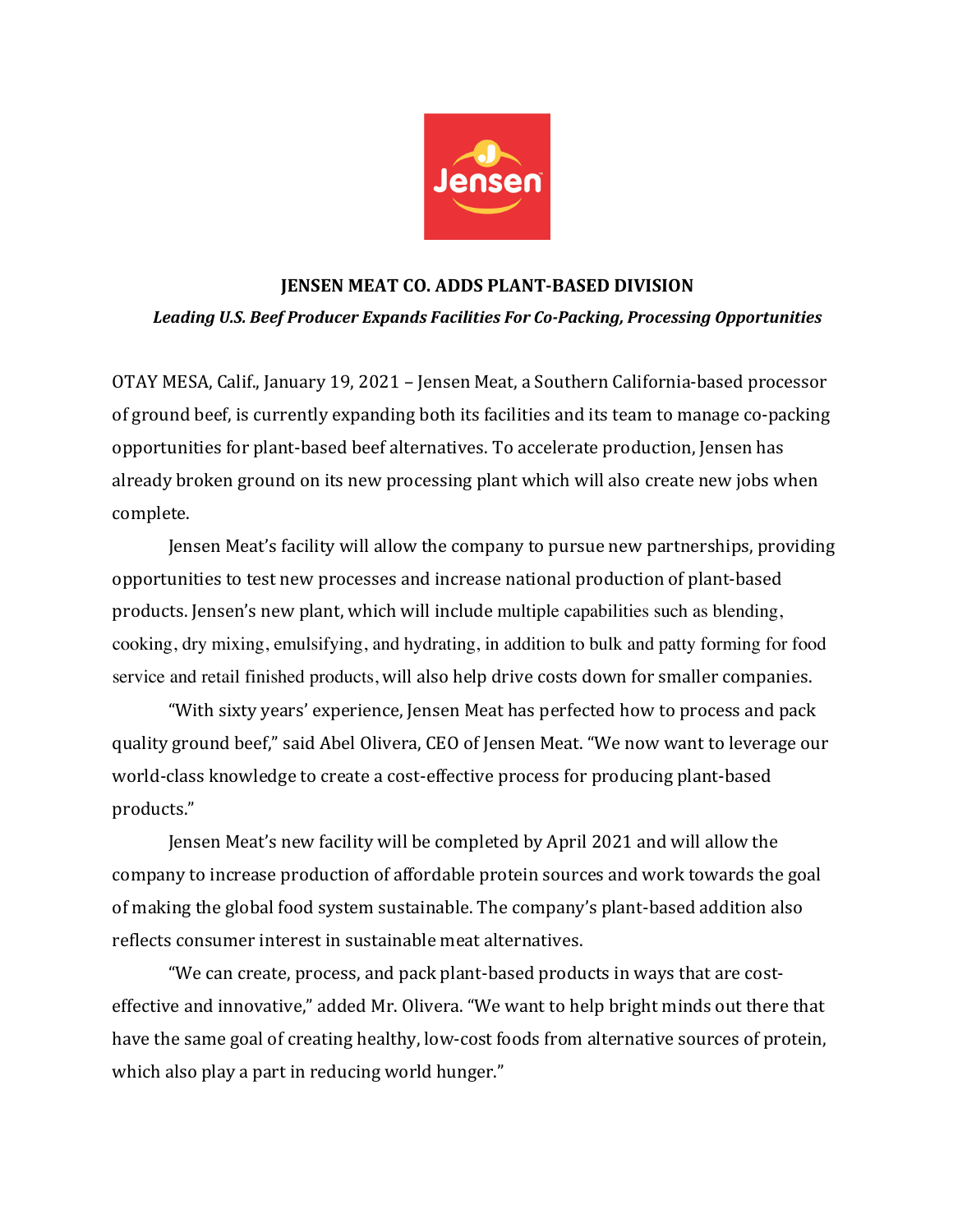# JENSEN MEAT CO. ADDS PLANT-BASED DIVISION

***Leading U.S. Beef Producer Expands Facilities For Co-Packing, Processing Opportunities***

OTAY MESA, Calif., January 19, 2021 – Jensen Meat, a Southern California-based processor of ground beef, is currently expanding both its facilities and its team to manage co-packing opportunities for plant-based beef alternatives. To accelerate production, Jensen has already broken ground on its new processing plant which will also create new jobs when complete.

Jensen Meat's facility will allow the company to pursue new partnerships, providing opportunities to test new processes and increase national production of plant-based products. Jensen's new plant, which will include multiple capabilities such as blending, cooking, dry mixing, emulsifying, and hydrating, in addition to bulk and patty forming for food service and retail finished products, will also help drive costs down for smaller companies.

"With sixty years' experience, Jensen Meat has perfected how to process and pack quality ground beef," said Abel Olivera, CEO of Jensen Meat. "We now want to leverage our world-class knowledge to create a cost-effective process for producing plant-based products."

Jensen Meat's new facility will be completed by April 2021 and will allow the company to increase production of affordable protein sources and work towards the goal of making the global food system sustainable. The company's plant-based addition also reflects consumer interest in sustainable meat alternatives.

"We can create, process, and pack plant-based products in ways that are cost-effective and innovative," added Mr. Olivera. "We want to help bright minds out there that have the same goal of creating healthy, low-cost foods from alternative sources of protein, which also play a part in reducing world hunger."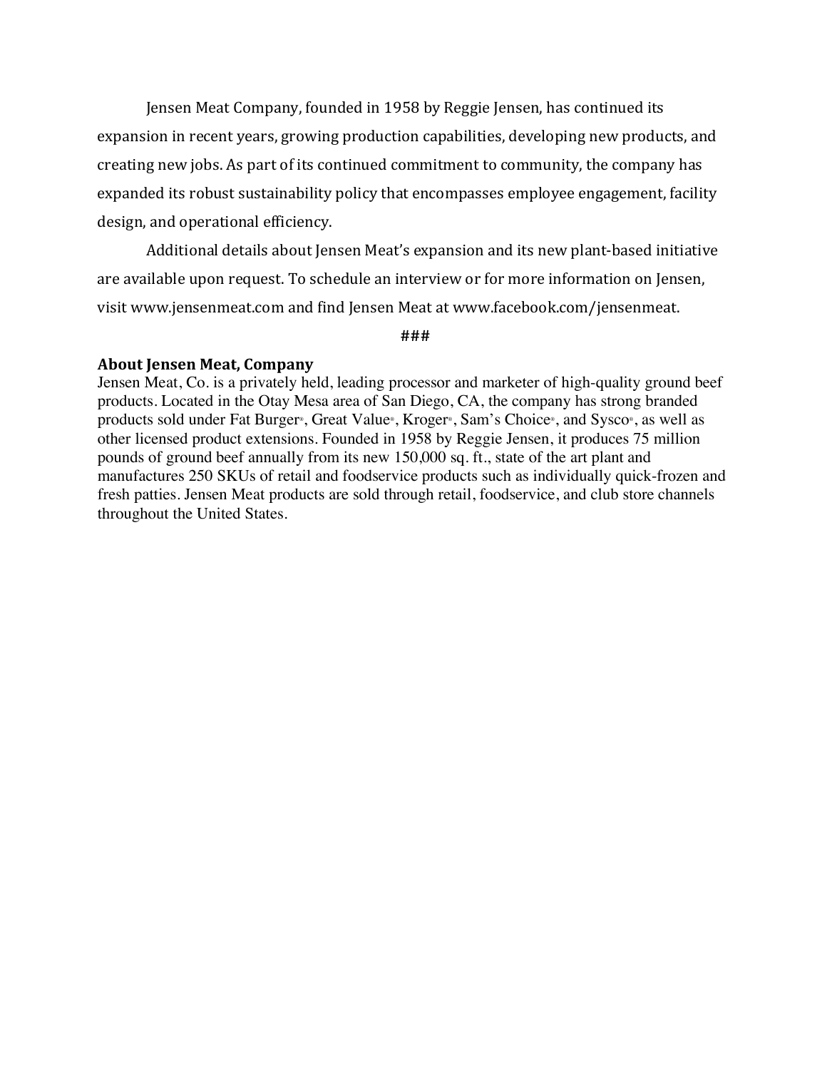Jensen Meat Company, founded in 1958 by Reggie Jensen, has continued its expansion in recent years, growing production capabilities, developing new products, and creating new jobs. As part of its continued commitment to community, the company has expanded its robust sustainability policy that encompasses employee engagement, facility design, and operational efficiency.

Additional details about Jensen Meat's expansion and its new plant-based initiative are available upon request. To schedule an interview or for more information on Jensen, visit www.jensenmeat.com and find Jensen Meat at www.facebook.com/jensenmeat.

###

**About Jensen Meat, Company**

Jensen Meat, Co. is a privately held, leading processor and marketer of high-quality ground beef products. Located in the Otay Mesa area of San Diego, CA, the company has strong branded products sold under Fat Burger®, Great Value®, Kroger®, Sam's Choice®, and Sysco®, as well as other licensed product extensions. Founded in 1958 by Reggie Jensen, it produces 75 million pounds of ground beef annually from its new 150,000 sq. ft., state of the art plant and manufactures 250 SKUs of retail and foodservice products such as individually quick-frozen and fresh patties. Jensen Meat products are sold through retail, foodservice, and club store channels throughout the United States.